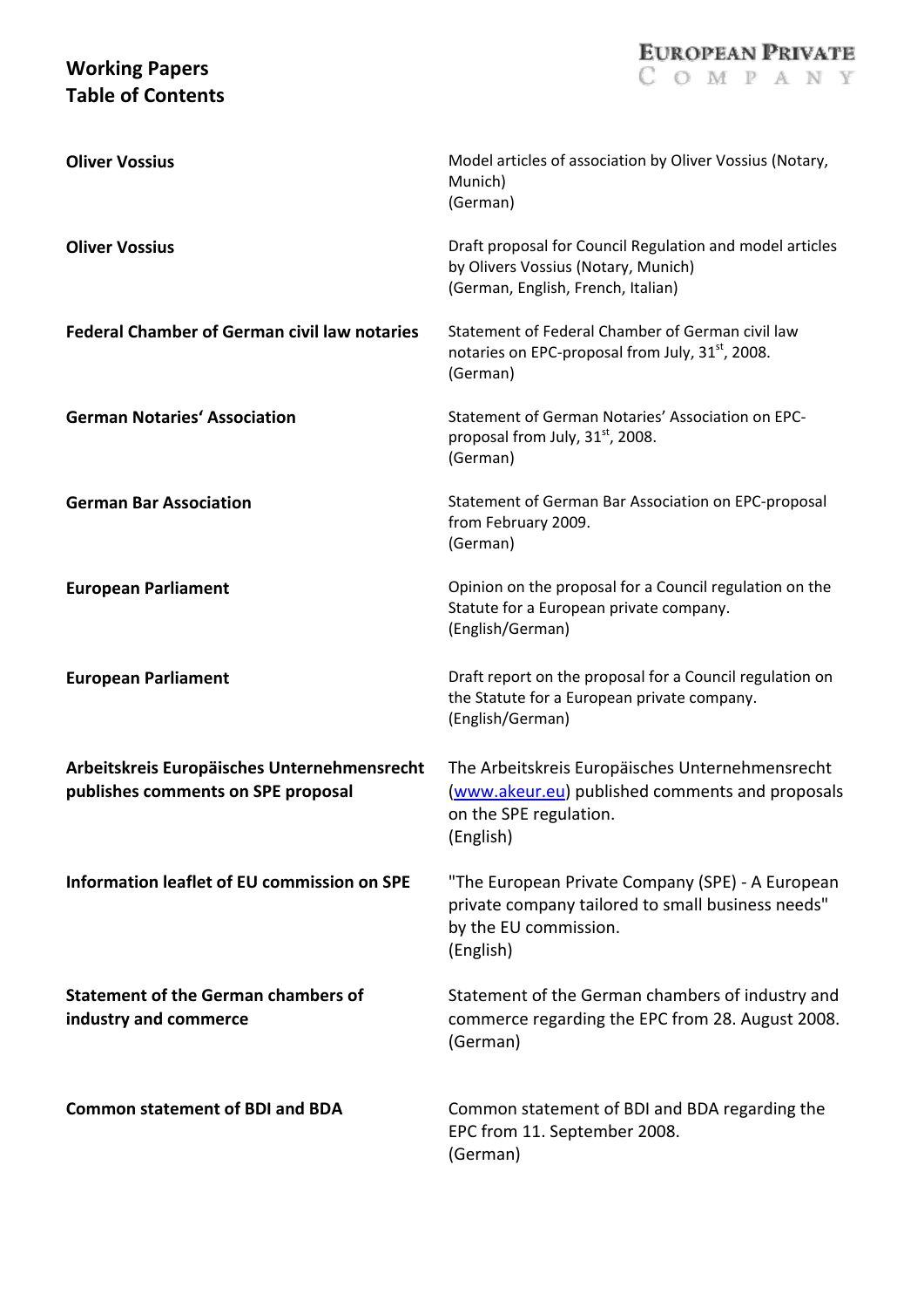# Working Papers
# Table of Contents

EUROPEAN PRIVATE COMPANY

| | |
|---|---|
| **Oliver Vossius** | Model articles of association by Oliver Vossius (Notary, Munich) (German) |
| **Oliver Vossius** | Draft proposal for Council Regulation and model articles by Olivers Vossius (Notary, Munich) (German, English, French, Italian) |
| **Federal Chamber of German civil law notaries** | Statement of Federal Chamber of German civil law notaries on EPC-proposal from July, 31st, 2008. (German) |
| **German Notaries' Association** | Statement of German Notaries' Association on EPC-proposal from July, 31st, 2008. (German) |
| **German Bar Association** | Statement of German Bar Association on EPC-proposal from February 2009. (German) |
| **European Parliament** | Opinion on the proposal for a Council regulation on the Statute for a European private company. (English/German) |
| **European Parliament** | Draft report on the proposal for a Council regulation on the Statute for a European private company. (English/German) |
| **Arbeitskreis Europäisches Unternehmensrecht publishes comments on SPE proposal** | The Arbeitskreis Europäisches Unternehmensrecht (www.akeur.eu) published comments and proposals on the SPE regulation. (English) |
| **Information leaflet of EU commission on SPE** | "The European Private Company (SPE) - A European private company tailored to small business needs" by the EU commission. (English) |
| **Statement of the German chambers of industry and commerce** | Statement of the German chambers of industry and commerce regarding the EPC from 28. August 2008. (German) |
| **Common statement of BDI and BDA** | Common statement of BDI and BDA regarding the EPC from 11. September 2008. (German) |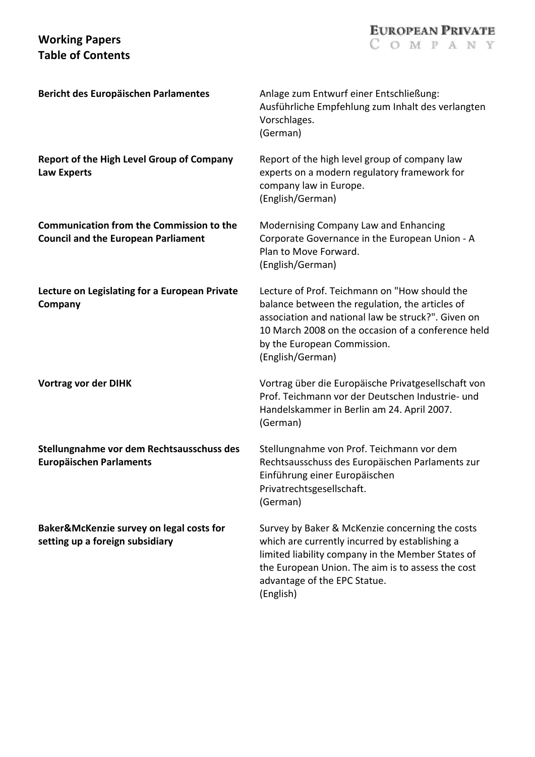# Working Papers
# Table of Contents

EUROPEAN PRIVATE COMPANY

| | |
|---|---|
| **Bericht des Europäischen Parlamentes** | Anlage zum Entwurf einer Entschließung: Ausführliche Empfehlung zum Inhalt des verlangten Vorschlages. (German) |
| **Report of the High Level Group of Company Law Experts** | Report of the high level group of company law experts on a modern regulatory framework for company law in Europe. (English/German) |
| **Communication from the Commission to the Council and the European Parliament** | Modernising Company Law and Enhancing Corporate Governance in the European Union - A Plan to Move Forward. (English/German) |
| **Lecture on Legislating for a European Private Company** | Lecture of Prof. Teichmann on "How should the balance between the regulation, the articles of association and national law be struck?". Given on 10 March 2008 on the occasion of a conference held by the European Commission. (English/German) |
| **Vortrag vor der DIHK** | Vortrag über die Europäische Privatgesellschaft von Prof. Teichmann vor der Deutschen Industrie- und Handelskammer in Berlin am 24. April 2007. (German) |
| **Stellungnahme vor dem Rechtsausschuss des Europäischen Parlaments** | Stellungnahme von Prof. Teichmann vor dem Rechtsausschuss des Europäischen Parlaments zur Einführung einer Europäischen Privatrechtsgesellschaft. (German) |
| **Baker&McKenzie survey on legal costs for setting up a foreign subsidiary** | Survey by Baker & McKenzie concerning the costs which are currently incurred by establishing a limited liability company in the Member States of the European Union. The aim is to assess the cost advantage of the EPC Statue. (English) |